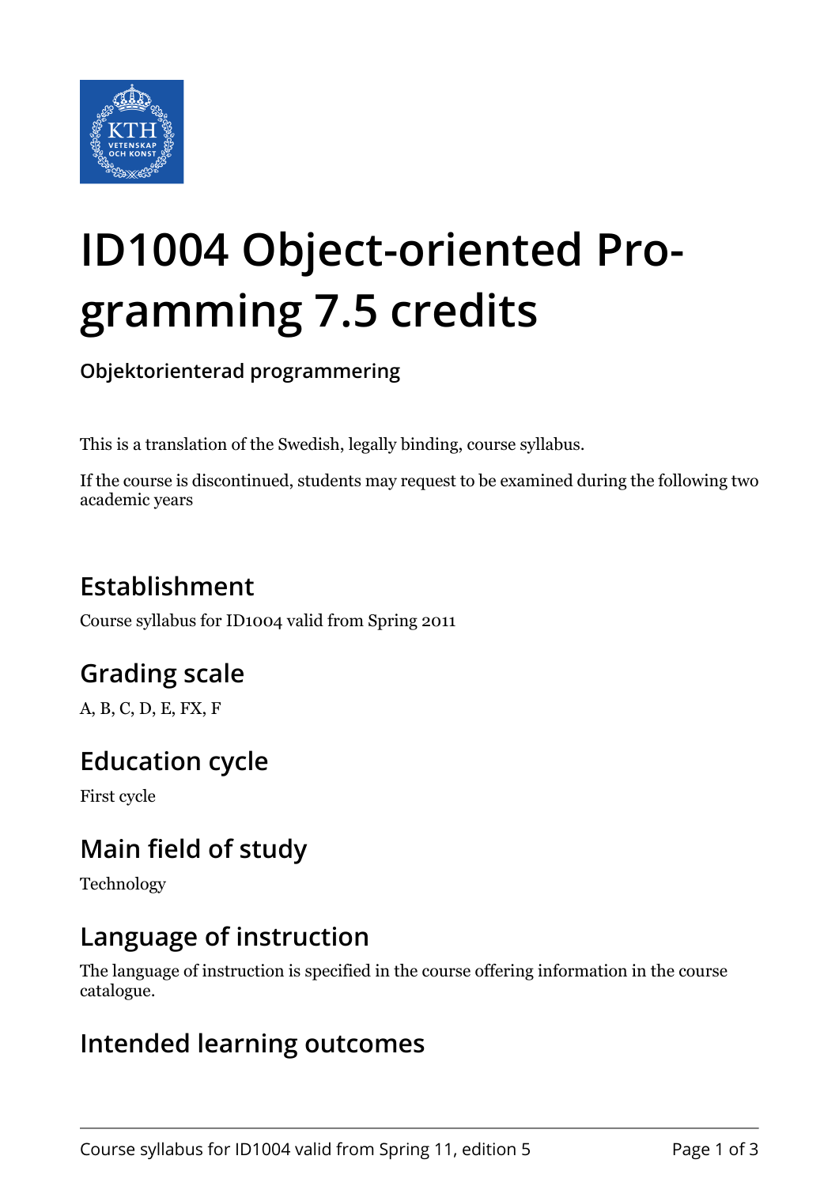# ID1004 Object-oriented Programming 7.5 credits

**Objektorienterad programmering**

This is a translation of the Swedish, legally binding, course syllabus.

If the course is discontinued, students may request to be examined during the following two academic years

## Establishment

Course syllabus for ID1004 valid from Spring 2011

## Grading scale

A, B, C, D, E, FX, F

## Education cycle

First cycle

## Main field of study

Technology

## Language of instruction

The language of instruction is specified in the course offering information in the course catalogue.

## Intended learning outcomes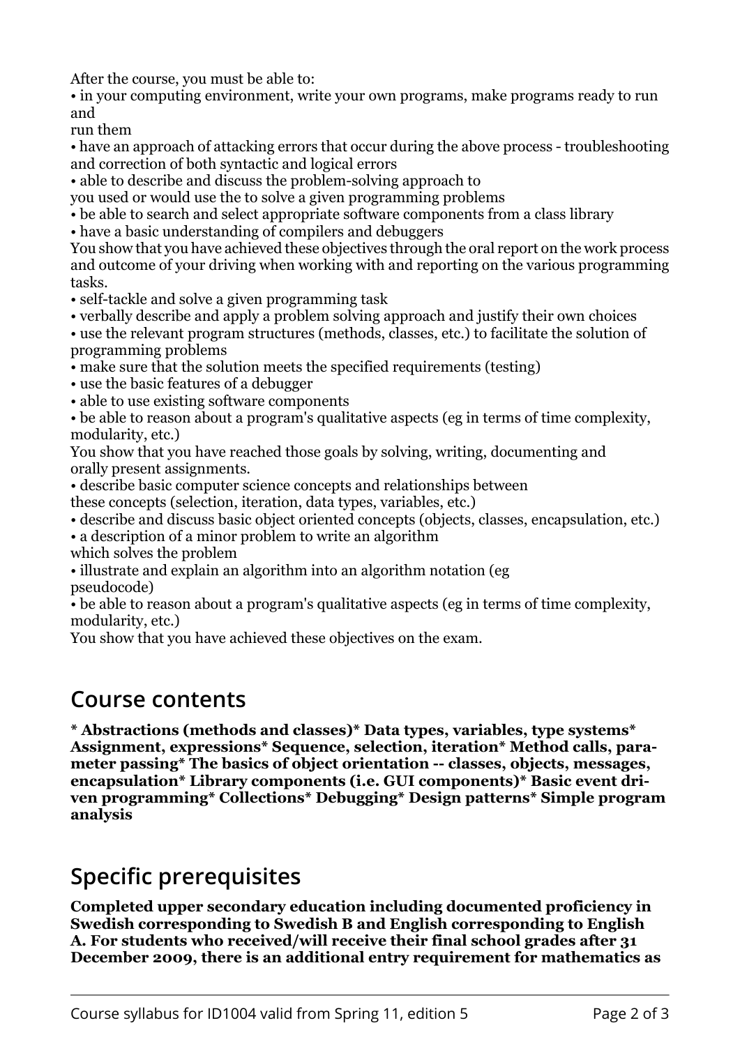After the course, you must be able to:

• in your computing environment, write your own programs, make programs ready to run and
run them
• have an approach of attacking errors that occur during the above process - troubleshooting and correction of both syntactic and logical errors
• able to describe and discuss the problem-solving approach to
you used or would use the to solve a given programming problems
• be able to search and select appropriate software components from a class library
• have a basic understanding of compilers and debuggers

You show that you have achieved these objectives through the oral report on the work process and outcome of your driving when working with and reporting on the various programming tasks.

• self-tackle and solve a given programming task
• verbally describe and apply a problem solving approach and justify their own choices
• use the relevant program structures (methods, classes, etc.) to facilitate the solution of programming problems
• make sure that the solution meets the specified requirements (testing)
• use the basic features of a debugger
• able to use existing software components
• be able to reason about a program's qualitative aspects (eg in terms of time complexity, modularity, etc.)

You show that you have reached those goals by solving, writing, documenting and
orally present assignments.

• describe basic computer science concepts and relationships between
these concepts (selection, iteration, data types, variables, etc.)
• describe and discuss basic object oriented concepts (objects, classes, encapsulation, etc.)
• a description of a minor problem to write an algorithm
which solves the problem
• illustrate and explain an algorithm into an algorithm notation (eg
pseudocode)
• be able to reason about a program's qualitative aspects (eg in terms of time complexity, modularity, etc.)

You show that you have achieved these objectives on the exam.

## Course contents

**\* Abstractions (methods and classes)\* Data types, variables, type systems\* Assignment, expressions\* Sequence, selection, iteration\* Method calls, parameter passing\* The basics of object orientation -- classes, objects, messages, encapsulation\* Library components (i.e. GUI components)\* Basic event driven programming\* Collections\* Debugging\* Design patterns\* Simple program analysis**

## Specific prerequisites

**Completed upper secondary education including documented proficiency in Swedish corresponding to Swedish B and English corresponding to English A. For students who received/will receive their final school grades after 31 December 2009, there is an additional entry requirement for mathematics as**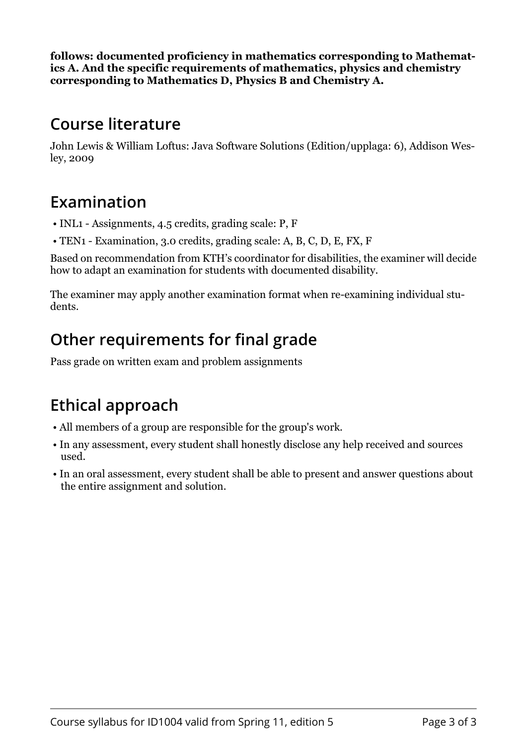**follows: documented proficiency in mathematics corresponding to Mathematics A. And the specific requirements of mathematics, physics and chemistry corresponding to Mathematics D, Physics B and Chemistry A.**

## Course literature

John Lewis & William Loftus: Java Software Solutions (Edition/upplaga: 6), Addison Wesley, 2009

## Examination

- INL1 - Assignments, 4.5 credits, grading scale: P, F
- TEN1 - Examination, 3.0 credits, grading scale: A, B, C, D, E, FX, F

Based on recommendation from KTH's coordinator for disabilities, the examiner will decide how to adapt an examination for students with documented disability.

The examiner may apply another examination format when re-examining individual students.

## Other requirements for final grade

Pass grade on written exam and problem assignments

## Ethical approach

- All members of a group are responsible for the group's work.
- In any assessment, every student shall honestly disclose any help received and sources used.
- In an oral assessment, every student shall be able to present and answer questions about the entire assignment and solution.